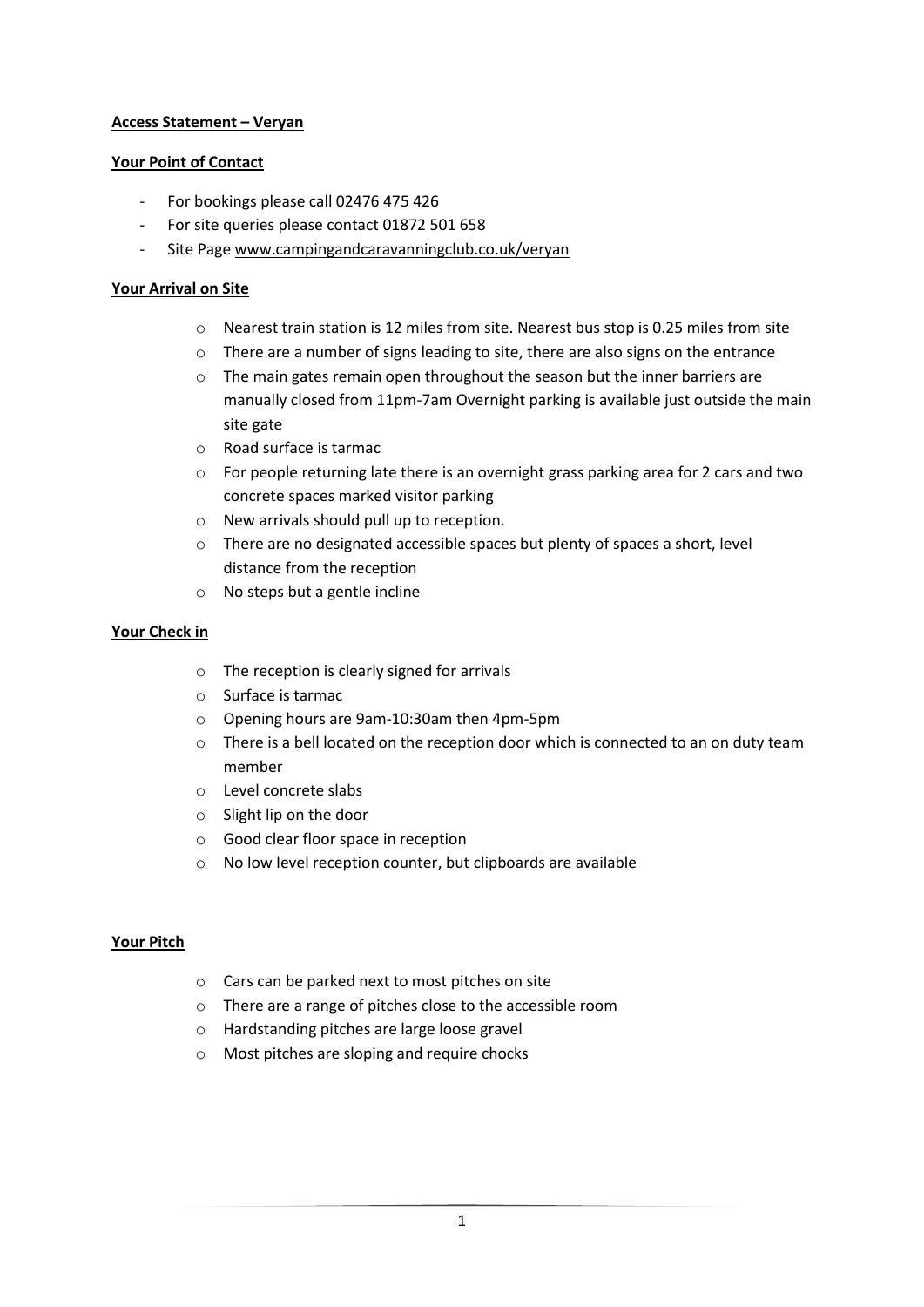**Access Statement – Veryan**

**Your Point of Contact**

- For bookings please call 02476 475 426
- For site queries please contact 01872 501 658
- Site Page www.campingandcaravanningclub.co.uk/veryan

**Your Arrival on Site**

- Nearest train station is 12 miles from site. Nearest bus stop is 0.25 miles from site
- There are a number of signs leading to site, there are also signs on the entrance
- The main gates remain open throughout the season but the inner barriers are manually closed from 11pm-7am Overnight parking is available just outside the main site gate
- Road surface is tarmac
- For people returning late there is an overnight grass parking area for 2 cars and two concrete spaces marked visitor parking
- New arrivals should pull up to reception.
- There are no designated accessible spaces but plenty of spaces a short, level distance from the reception
- No steps but a gentle incline

**Your Check in**

- The reception is clearly signed for arrivals
- Surface is tarmac
- Opening hours are 9am-10:30am then 4pm-5pm
- There is a bell located on the reception door which is connected to an on duty team member
- Level concrete slabs
- Slight lip on the door
- Good clear floor space in reception
- No low level reception counter, but clipboards are available

**Your Pitch**

- Cars can be parked next to most pitches on site
- There are a range of pitches close to the accessible room
- Hardstanding pitches are large loose gravel
- Most pitches are sloping and require chocks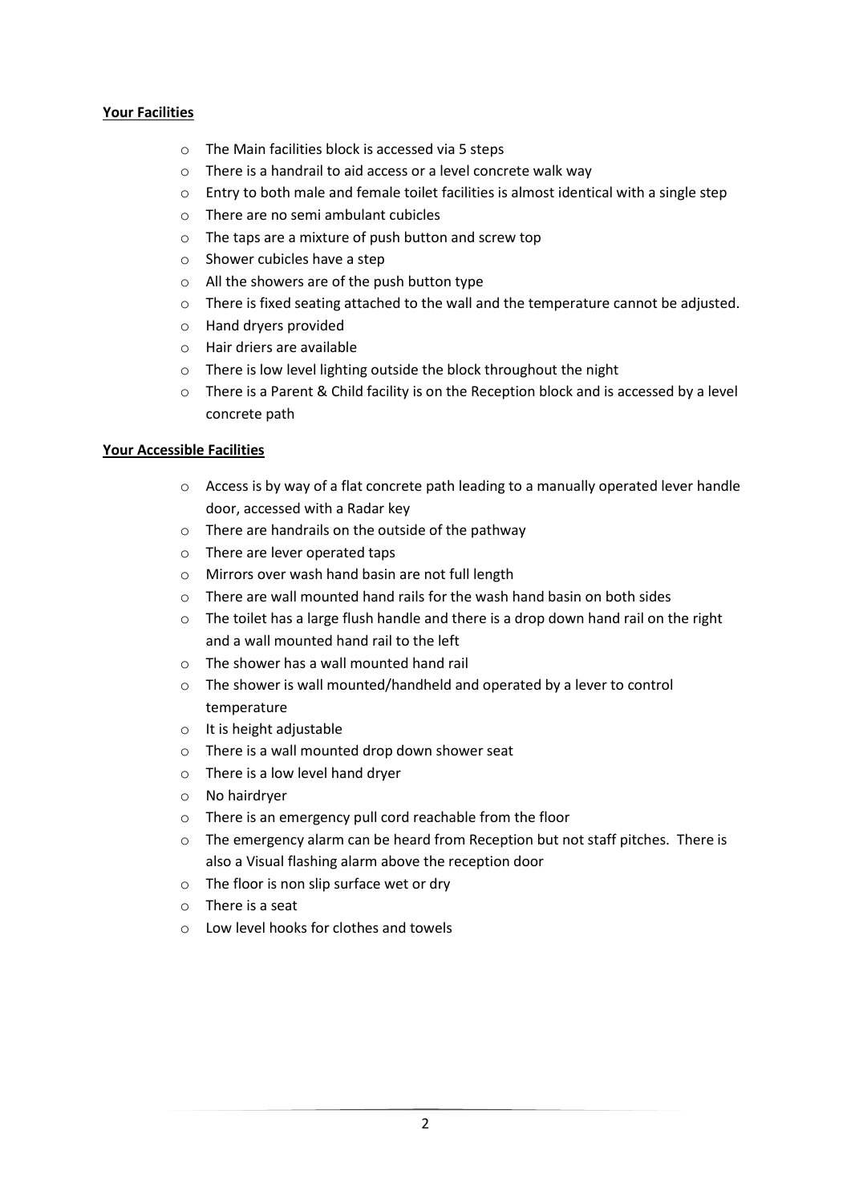**Your Facilities**

- The Main facilities block is accessed via 5 steps
- There is a handrail to aid access or a level concrete walk way
- Entry to both male and female toilet facilities is almost identical with a single step
- There are no semi ambulant cubicles
- The taps are a mixture of push button and screw top
- Shower cubicles have a step
- All the showers are of the push button type
- There is fixed seating attached to the wall and the temperature cannot be adjusted.
- Hand dryers provided
- Hair driers are available
- There is low level lighting outside the block throughout the night
- There is a Parent & Child facility is on the Reception block and is accessed by a level concrete path

**Your Accessible Facilities**

- Access is by way of a flat concrete path leading to a manually operated lever handle door, accessed with a Radar key
- There are handrails on the outside of the pathway
- There are lever operated taps
- Mirrors over wash hand basin are not full length
- There are wall mounted hand rails for the wash hand basin on both sides
- The toilet has a large flush handle and there is a drop down hand rail on the right and a wall mounted hand rail to the left
- The shower has a wall mounted hand rail
- The shower is wall mounted/handheld and operated by a lever to control temperature
- It is height adjustable
- There is a wall mounted drop down shower seat
- There is a low level hand dryer
- No hairdryer
- There is an emergency pull cord reachable from the floor
- The emergency alarm can be heard from Reception but not staff pitches. There is also a Visual flashing alarm above the reception door
- The floor is non slip surface wet or dry
- There is a seat
- Low level hooks for clothes and towels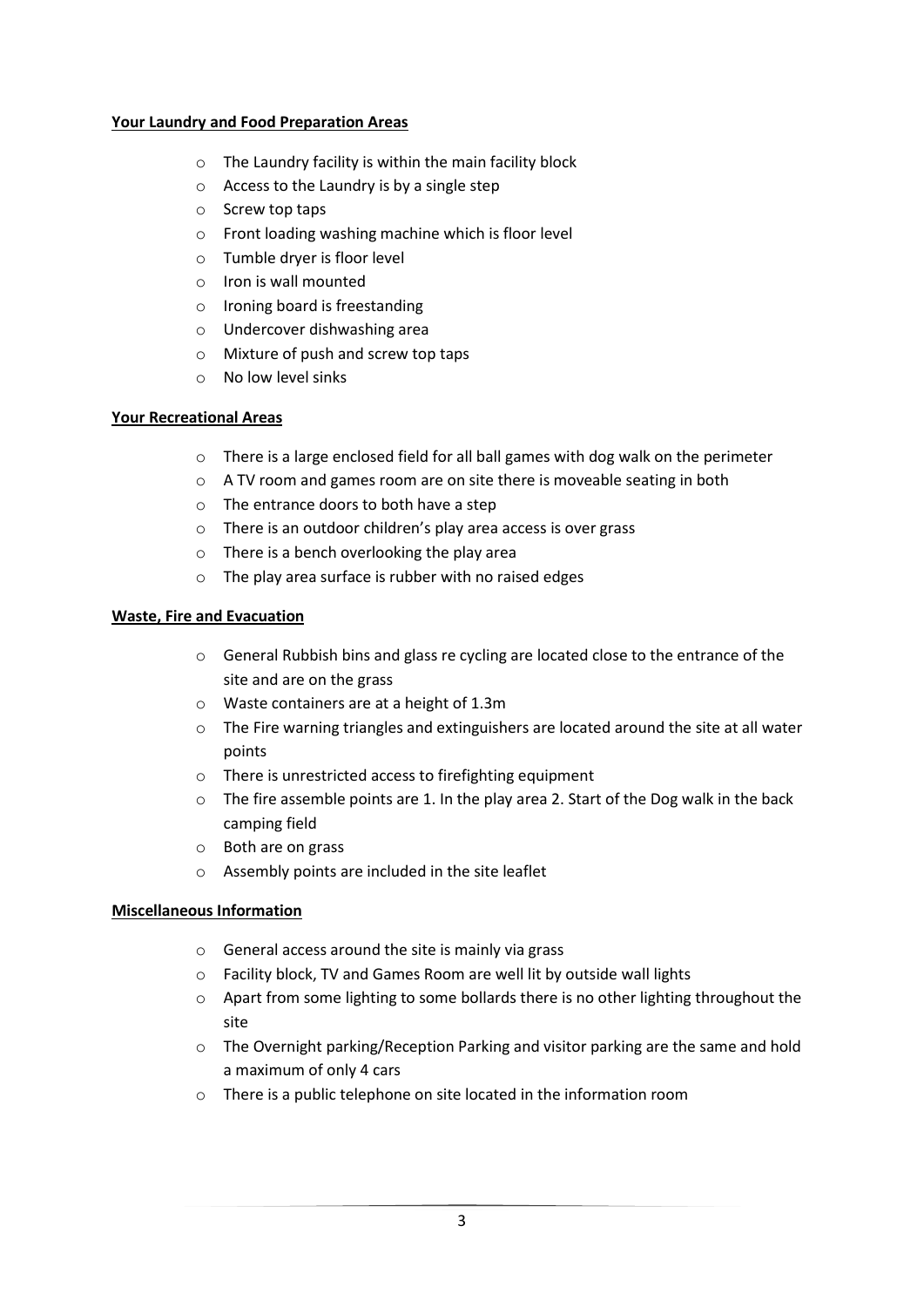**Your Laundry and Food Preparation Areas**

- The Laundry facility is within the main facility block
- Access to the Laundry is by a single step
- Screw top taps
- Front loading washing machine which is floor level
- Tumble dryer is floor level
- Iron is wall mounted
- Ironing board is freestanding
- Undercover dishwashing area
- Mixture of push and screw top taps
- No low level sinks

**Your Recreational Areas**

- There is a large enclosed field for all ball games with dog walk on the perimeter
- A TV room and games room are on site there is moveable seating in both
- The entrance doors to both have a step
- There is an outdoor children's play area access is over grass
- There is a bench overlooking the play area
- The play area surface is rubber with no raised edges

**Waste, Fire and Evacuation**

- General Rubbish bins and glass re cycling are located close to the entrance of the site and are on the grass
- Waste containers are at a height of 1.3m
- The Fire warning triangles and extinguishers are located around the site at all water points
- There is unrestricted access to firefighting equipment
- The fire assemble points are 1. In the play area 2. Start of the Dog walk in the back camping field
- Both are on grass
- Assembly points are included in the site leaflet

**Miscellaneous Information**

- General access around the site is mainly via grass
- Facility block, TV and Games Room are well lit by outside wall lights
- Apart from some lighting to some bollards there is no other lighting throughout the site
- The Overnight parking/Reception Parking and visitor parking are the same and hold a maximum of only 4 cars
- There is a public telephone on site located in the information room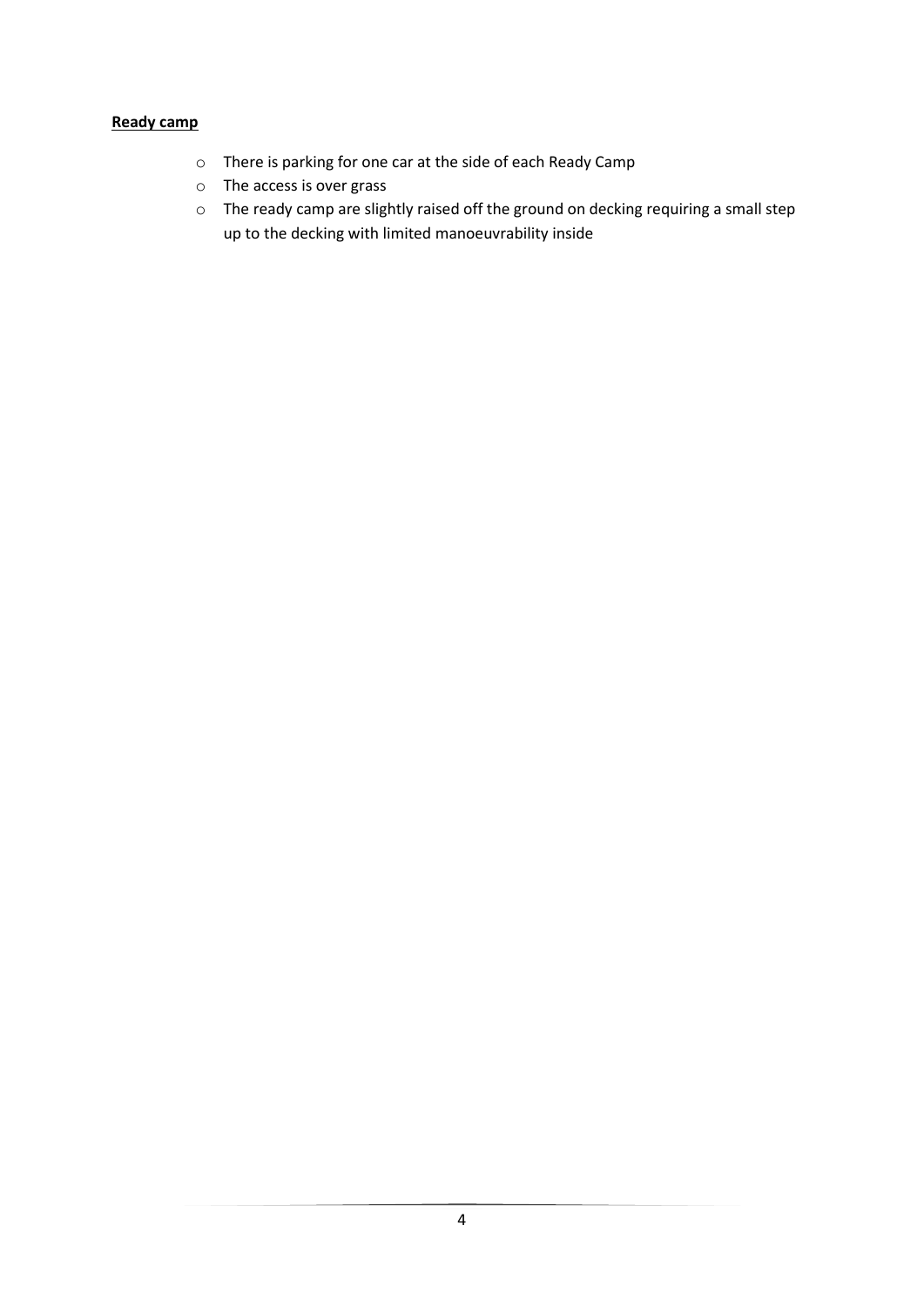**Ready camp**

- There is parking for one car at the side of each Ready Camp
- The access is over grass
- The ready camp are slightly raised off the ground on decking requiring a small step up to the decking with limited manoeuvrability inside